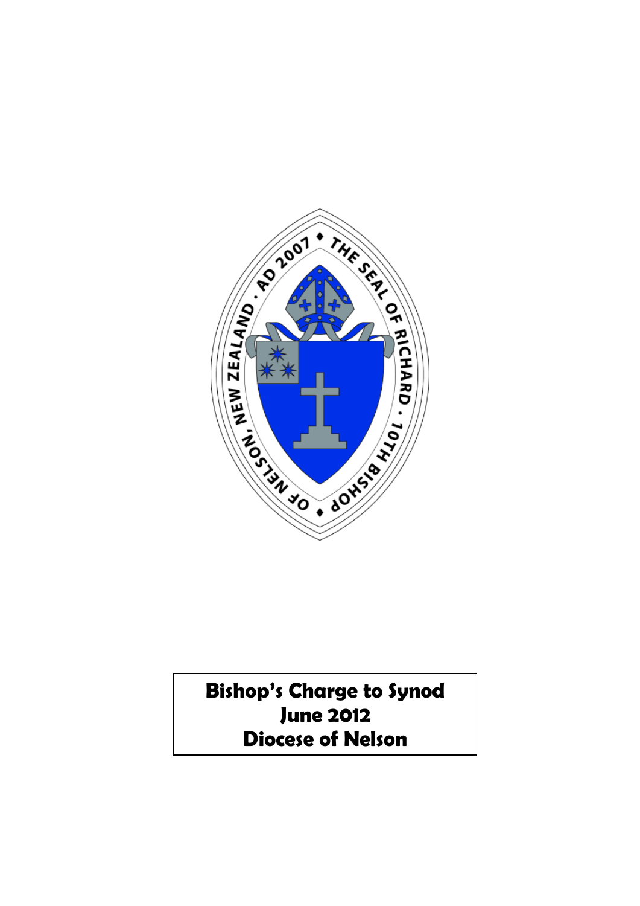**Bishop's Charge to Synod**
**June 2012**
**Diocese of Nelson**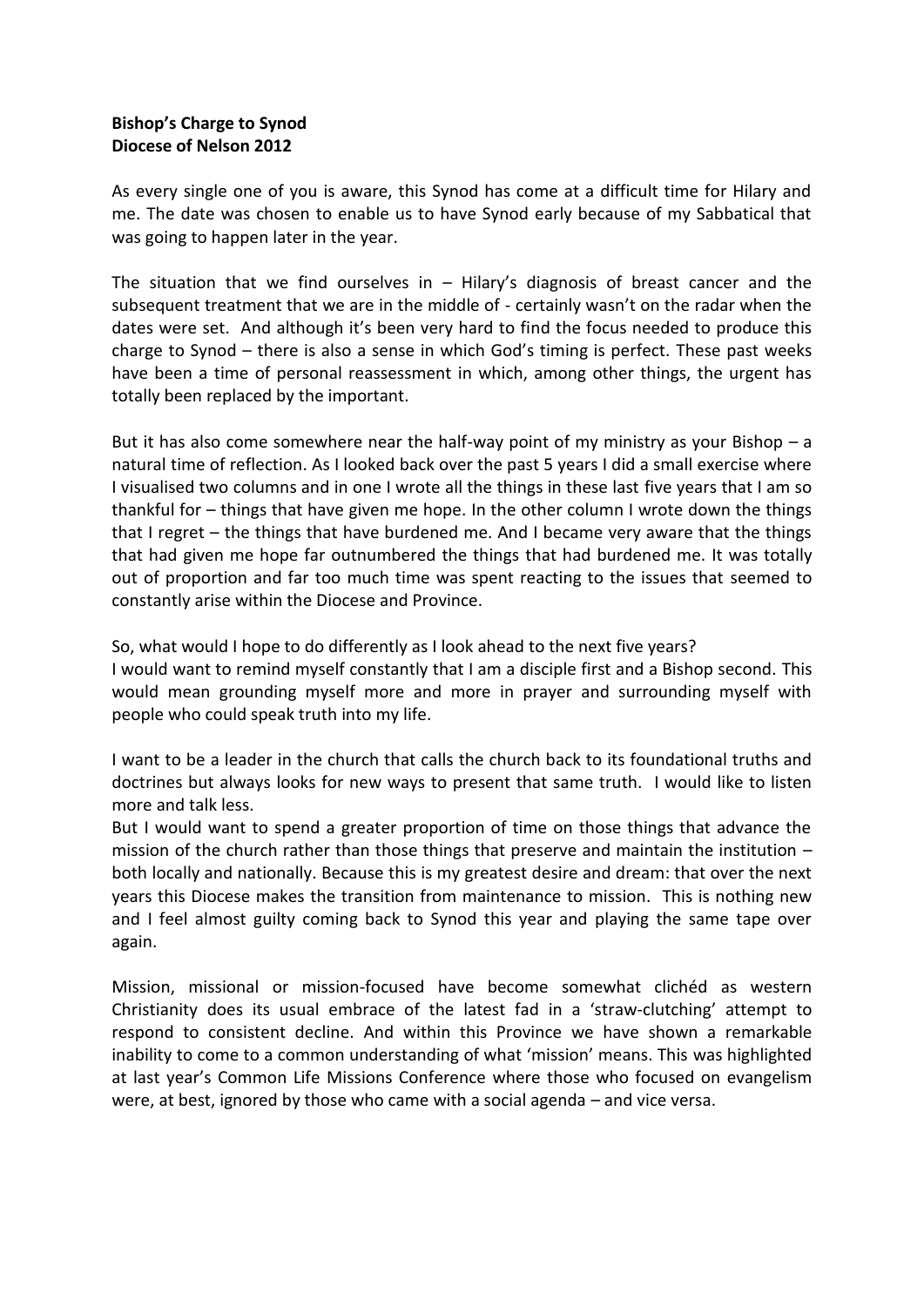**Bishop's Charge to Synod**
**Diocese of Nelson 2012**

As every single one of you is aware, this Synod has come at a difficult time for Hilary and me. The date was chosen to enable us to have Synod early because of my Sabbatical that was going to happen later in the year.

The situation that we find ourselves in – Hilary's diagnosis of breast cancer and the subsequent treatment that we are in the middle of - certainly wasn't on the radar when the dates were set. And although it's been very hard to find the focus needed to produce this charge to Synod – there is also a sense in which God's timing is perfect. These past weeks have been a time of personal reassessment in which, among other things, the urgent has totally been replaced by the important.

But it has also come somewhere near the half-way point of my ministry as your Bishop – a natural time of reflection. As I looked back over the past 5 years I did a small exercise where I visualised two columns and in one I wrote all the things in these last five years that I am so thankful for – things that have given me hope. In the other column I wrote down the things that I regret – the things that have burdened me. And I became very aware that the things that had given me hope far outnumbered the things that had burdened me. It was totally out of proportion and far too much time was spent reacting to the issues that seemed to constantly arise within the Diocese and Province.

So, what would I hope to do differently as I look ahead to the next five years?
I would want to remind myself constantly that I am a disciple first and a Bishop second. This would mean grounding myself more and more in prayer and surrounding myself with people who could speak truth into my life.

I want to be a leader in the church that calls the church back to its foundational truths and doctrines but always looks for new ways to present that same truth. I would like to listen more and talk less.
But I would want to spend a greater proportion of time on those things that advance the mission of the church rather than those things that preserve and maintain the institution – both locally and nationally. Because this is my greatest desire and dream: that over the next years this Diocese makes the transition from maintenance to mission. This is nothing new and I feel almost guilty coming back to Synod this year and playing the same tape over again.

Mission, missional or mission-focused have become somewhat clichéd as western Christianity does its usual embrace of the latest fad in a 'straw-clutching' attempt to respond to consistent decline. And within this Province we have shown a remarkable inability to come to a common understanding of what 'mission' means. This was highlighted at last year's Common Life Missions Conference where those who focused on evangelism were, at best, ignored by those who came with a social agenda – and vice versa.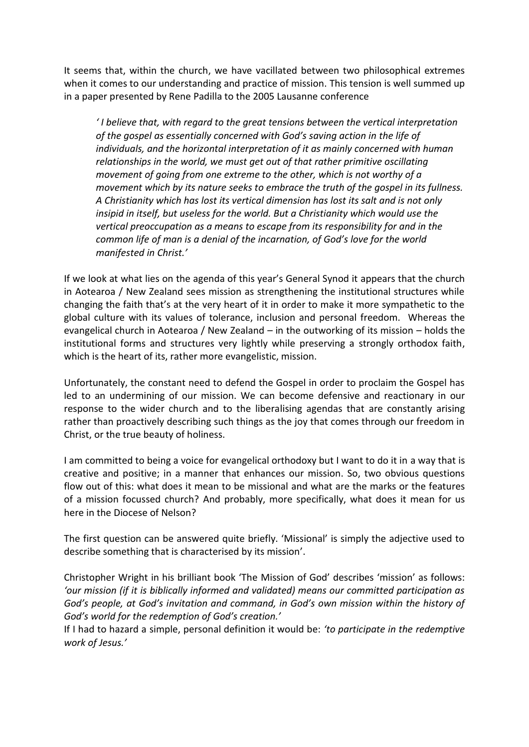It seems that, within the church, we have vacillated between two philosophical extremes when it comes to our understanding and practice of mission. This tension is well summed up in a paper presented by Rene Padilla to the 2005 Lausanne conference

> *' I believe that, with regard to the great tensions between the vertical interpretation of the gospel as essentially concerned with God's saving action in the life of individuals, and the horizontal interpretation of it as mainly concerned with human relationships in the world, we must get out of that rather primitive oscillating movement of going from one extreme to the other, which is not worthy of a movement which by its nature seeks to embrace the truth of the gospel in its fullness. A Christianity which has lost its vertical dimension has lost its salt and is not only insipid in itself, but useless for the world. But a Christianity which would use the vertical preoccupation as a means to escape from its responsibility for and in the common life of man is a denial of the incarnation, of God's love for the world manifested in Christ.'*

If we look at what lies on the agenda of this year's General Synod it appears that the church in Aotearoa / New Zealand sees mission as strengthening the institutional structures while changing the faith that's at the very heart of it in order to make it more sympathetic to the global culture with its values of tolerance, inclusion and personal freedom. Whereas the evangelical church in Aotearoa / New Zealand – in the outworking of its mission – holds the institutional forms and structures very lightly while preserving a strongly orthodox faith, which is the heart of its, rather more evangelistic, mission.

Unfortunately, the constant need to defend the Gospel in order to proclaim the Gospel has led to an undermining of our mission. We can become defensive and reactionary in our response to the wider church and to the liberalising agendas that are constantly arising rather than proactively describing such things as the joy that comes through our freedom in Christ, or the true beauty of holiness.

I am committed to being a voice for evangelical orthodoxy but I want to do it in a way that is creative and positive; in a manner that enhances our mission. So, two obvious questions flow out of this: what does it mean to be missional and what are the marks or the features of a mission focussed church? And probably, more specifically, what does it mean for us here in the Diocese of Nelson?

The first question can be answered quite briefly. 'Missional' is simply the adjective used to describe something that is characterised by its mission'.

Christopher Wright in his brilliant book 'The Mission of God' describes 'mission' as follows: *'our mission (if it is biblically informed and validated) means our committed participation as God's people, at God's invitation and command, in God's own mission within the history of God's world for the redemption of God's creation.'*
If I had to hazard a simple, personal definition it would be: *'to participate in the redemptive work of Jesus.'*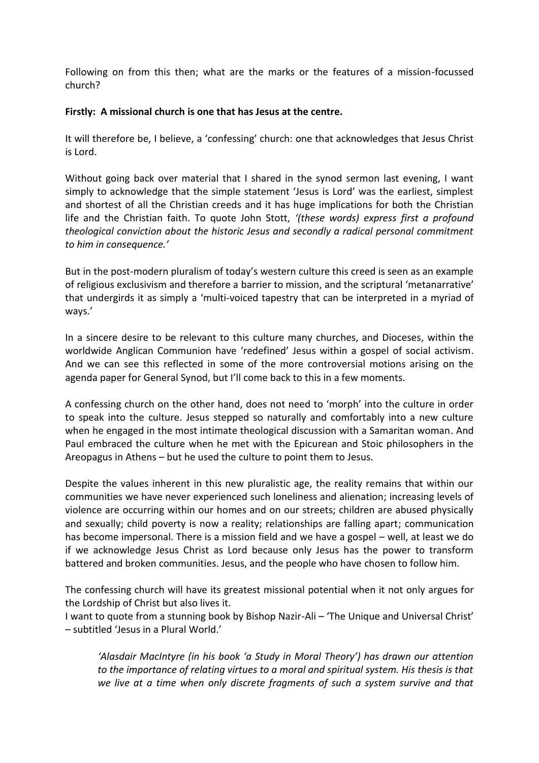Following on from this then; what are the marks or the features of a mission-focussed church?

**Firstly: A missional church is one that has Jesus at the centre.**

It will therefore be, I believe, a 'confessing' church: one that acknowledges that Jesus Christ is Lord.

Without going back over material that I shared in the synod sermon last evening, I want simply to acknowledge that the simple statement 'Jesus is Lord' was the earliest, simplest and shortest of all the Christian creeds and it has huge implications for both the Christian life and the Christian faith. To quote John Stott, *'(these words) express first a profound theological conviction about the historic Jesus and secondly a radical personal commitment to him in consequence.'*

But in the post-modern pluralism of today's western culture this creed is seen as an example of religious exclusivism and therefore a barrier to mission, and the scriptural 'metanarrative' that undergirds it as simply a 'multi-voiced tapestry that can be interpreted in a myriad of ways.'

In a sincere desire to be relevant to this culture many churches, and Dioceses, within the worldwide Anglican Communion have 'redefined' Jesus within a gospel of social activism. And we can see this reflected in some of the more controversial motions arising on the agenda paper for General Synod, but I'll come back to this in a few moments.

A confessing church on the other hand, does not need to 'morph' into the culture in order to speak into the culture. Jesus stepped so naturally and comfortably into a new culture when he engaged in the most intimate theological discussion with a Samaritan woman. And Paul embraced the culture when he met with the Epicurean and Stoic philosophers in the Areopagus in Athens – but he used the culture to point them to Jesus.

Despite the values inherent in this new pluralistic age, the reality remains that within our communities we have never experienced such loneliness and alienation; increasing levels of violence are occurring within our homes and on our streets; children are abused physically and sexually; child poverty is now a reality; relationships are falling apart; communication has become impersonal. There is a mission field and we have a gospel – well, at least we do if we acknowledge Jesus Christ as Lord because only Jesus has the power to transform battered and broken communities. Jesus, and the people who have chosen to follow him.

The confessing church will have its greatest missional potential when it not only argues for the Lordship of Christ but also lives it.

I want to quote from a stunning book by Bishop Nazir-Ali – 'The Unique and Universal Christ' – subtitled 'Jesus in a Plural World.'

> *'Alasdair MacIntyre (in his book 'a Study in Moral Theory') has drawn our attention to the importance of relating virtues to a moral and spiritual system. His thesis is that we live at a time when only discrete fragments of such a system survive and that*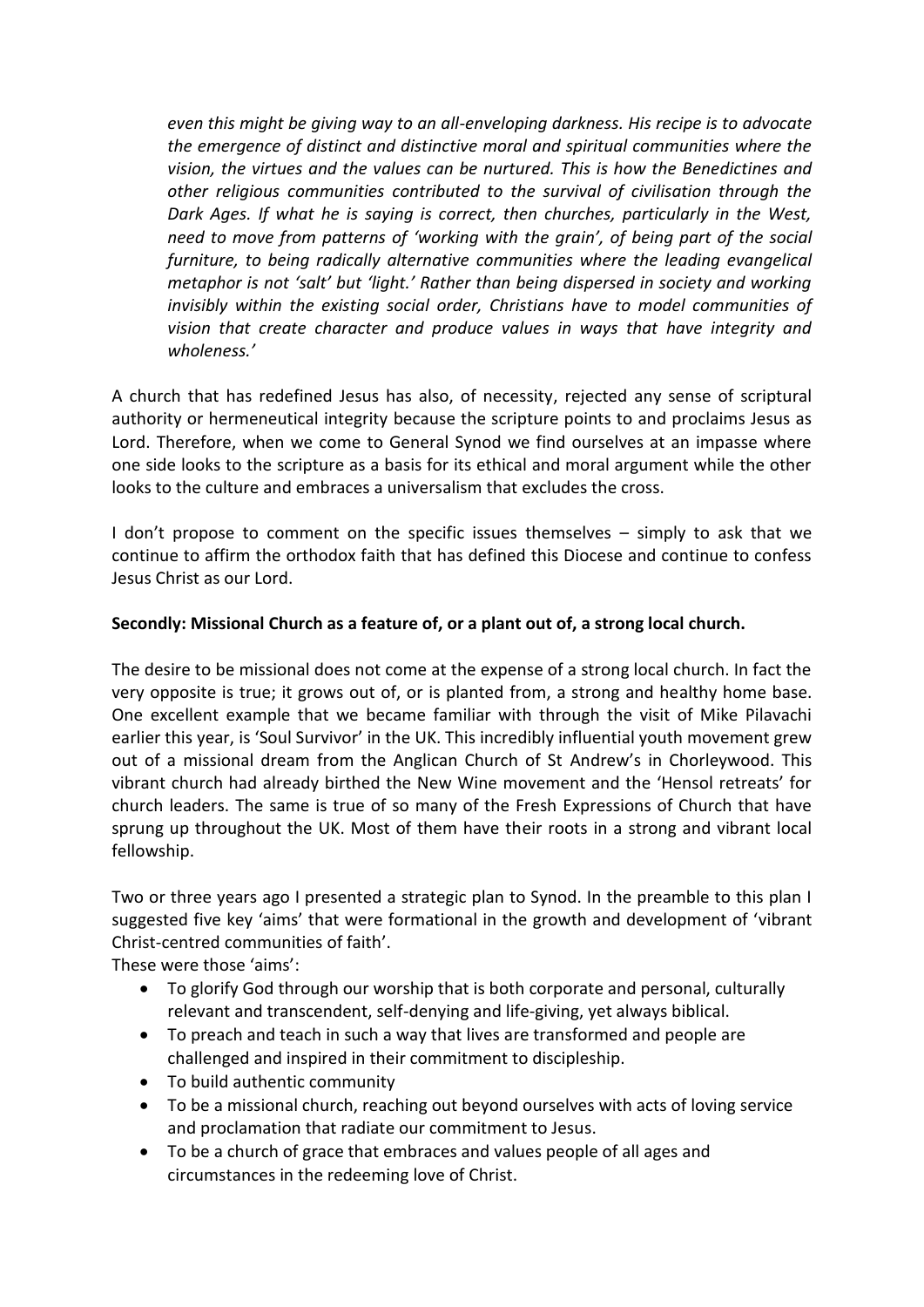*even this might be giving way to an all-enveloping darkness. His recipe is to advocate the emergence of distinct and distinctive moral and spiritual communities where the vision, the virtues and the values can be nurtured. This is how the Benedictines and other religious communities contributed to the survival of civilisation through the Dark Ages. If what he is saying is correct, then churches, particularly in the West, need to move from patterns of 'working with the grain', of being part of the social furniture, to being radically alternative communities where the leading evangelical metaphor is not 'salt' but 'light.' Rather than being dispersed in society and working invisibly within the existing social order, Christians have to model communities of vision that create character and produce values in ways that have integrity and wholeness.'*

A church that has redefined Jesus has also, of necessity, rejected any sense of scriptural authority or hermeneutical integrity because the scripture points to and proclaims Jesus as Lord. Therefore, when we come to General Synod we find ourselves at an impasse where one side looks to the scripture as a basis for its ethical and moral argument while the other looks to the culture and embraces a universalism that excludes the cross.

I don't propose to comment on the specific issues themselves – simply to ask that we continue to affirm the orthodox faith that has defined this Diocese and continue to confess Jesus Christ as our Lord.

**Secondly: Missional Church as a feature of, or a plant out of, a strong local church.**

The desire to be missional does not come at the expense of a strong local church. In fact the very opposite is true; it grows out of, or is planted from, a strong and healthy home base. One excellent example that we became familiar with through the visit of Mike Pilavachi earlier this year, is 'Soul Survivor' in the UK. This incredibly influential youth movement grew out of a missional dream from the Anglican Church of St Andrew's in Chorleywood. This vibrant church had already birthed the New Wine movement and the 'Hensol retreats' for church leaders. The same is true of so many of the Fresh Expressions of Church that have sprung up throughout the UK. Most of them have their roots in a strong and vibrant local fellowship.

Two or three years ago I presented a strategic plan to Synod. In the preamble to this plan I suggested five key 'aims' that were formational in the growth and development of 'vibrant Christ-centred communities of faith'.

These were those 'aims':

- To glorify God through our worship that is both corporate and personal, culturally relevant and transcendent, self-denying and life-giving, yet always biblical.
- To preach and teach in such a way that lives are transformed and people are challenged and inspired in their commitment to discipleship.
- To build authentic community
- To be a missional church, reaching out beyond ourselves with acts of loving service and proclamation that radiate our commitment to Jesus.
- To be a church of grace that embraces and values people of all ages and circumstances in the redeeming love of Christ.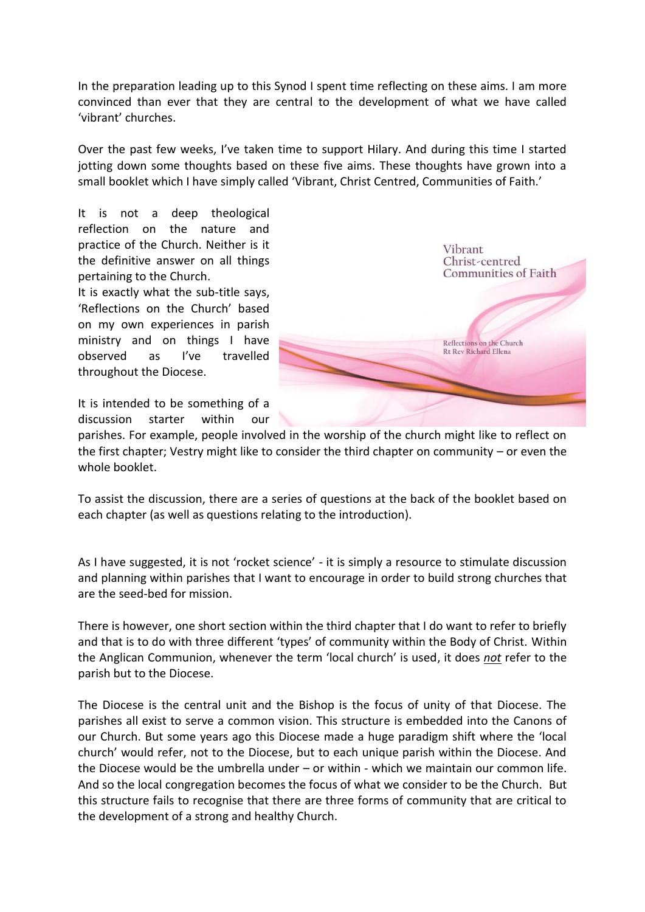In the preparation leading up to this Synod I spent time reflecting on these aims. I am more convinced than ever that they are central to the development of what we have called 'vibrant' churches.

Over the past few weeks, I've taken time to support Hilary. And during this time I started jotting down some thoughts based on these five aims. These thoughts have grown into a small booklet which I have simply called 'Vibrant, Christ Centred, Communities of Faith.'

It is not a deep theological reflection on the nature and practice of the Church. Neither is it the definitive answer on all things pertaining to the Church.
It is exactly what the sub-title says, 'Reflections on the Church' based on my own experiences in parish ministry and on things I have observed as I've travelled throughout the Diocese.

Vibrant
Christ-centred
Communities of Faith

Reflections on the Church
Rt Rev Richard Ellena

It is intended to be something of a discussion starter within our parishes. For example, people involved in the worship of the church might like to reflect on the first chapter; Vestry might like to consider the third chapter on community – or even the whole booklet.

To assist the discussion, there are a series of questions at the back of the booklet based on each chapter (as well as questions relating to the introduction).

As I have suggested, it is not 'rocket science' - it is simply a resource to stimulate discussion and planning within parishes that I want to encourage in order to build strong churches that are the seed-bed for mission.

There is however, one short section within the third chapter that I do want to refer to briefly and that is to do with three different 'types' of community within the Body of Christ. Within the Anglican Communion, whenever the term 'local church' is used, it does ***not*** refer to the parish but to the Diocese.

The Diocese is the central unit and the Bishop is the focus of unity of that Diocese. The parishes all exist to serve a common vision. This structure is embedded into the Canons of our Church. But some years ago this Diocese made a huge paradigm shift where the 'local church' would refer, not to the Diocese, but to each unique parish within the Diocese. And the Diocese would be the umbrella under – or within - which we maintain our common life. And so the local congregation becomes the focus of what we consider to be the Church. But this structure fails to recognise that there are three forms of community that are critical to the development of a strong and healthy Church.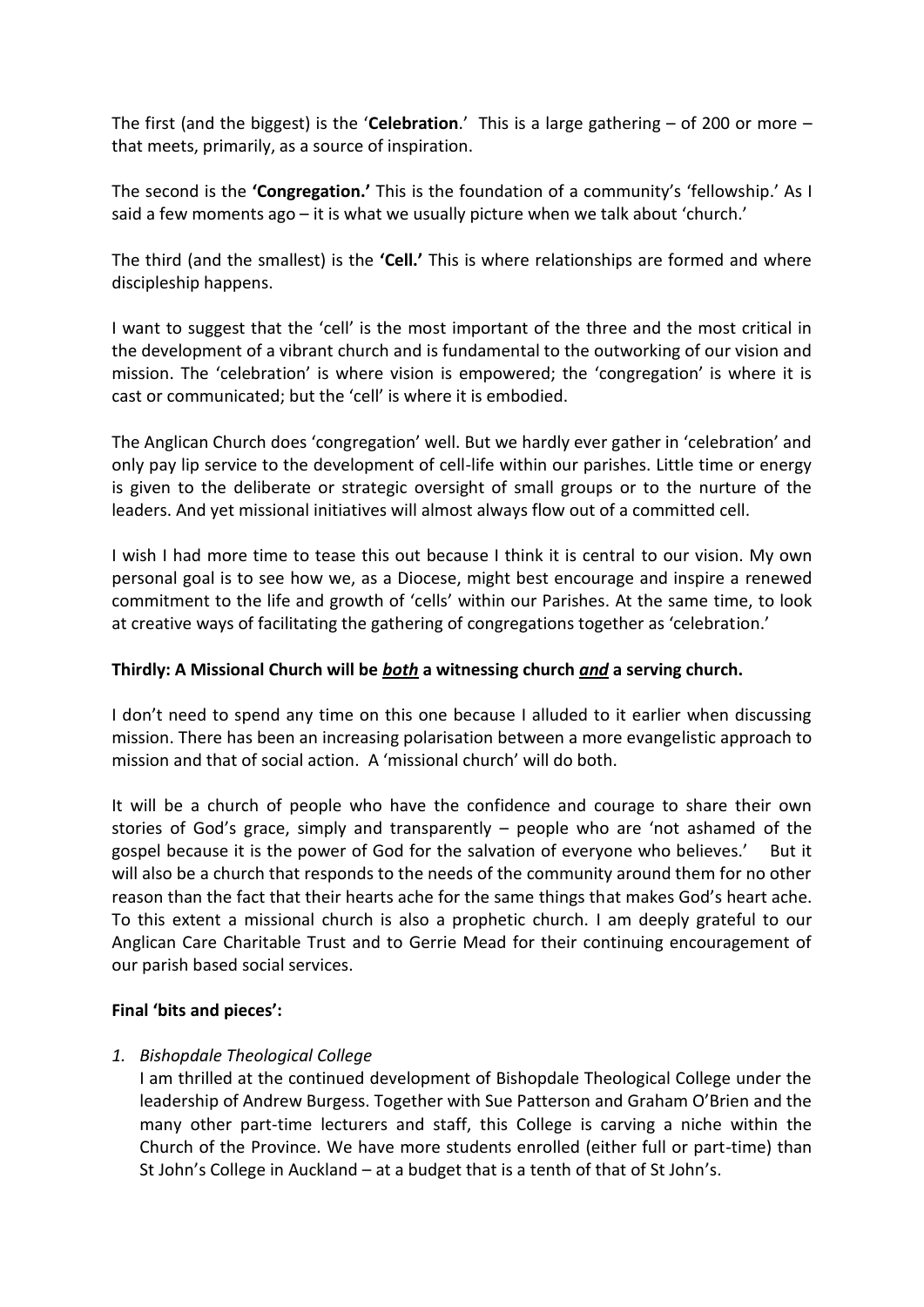The first (and the biggest) is the '**Celebration**.' This is a large gathering – of 200 or more – that meets, primarily, as a source of inspiration.

The second is the **'Congregation.'** This is the foundation of a community's 'fellowship.' As I said a few moments ago – it is what we usually picture when we talk about 'church.'

The third (and the smallest) is the **'Cell.'** This is where relationships are formed and where discipleship happens.

I want to suggest that the 'cell' is the most important of the three and the most critical in the development of a vibrant church and is fundamental to the outworking of our vision and mission. The 'celebration' is where vision is empowered; the 'congregation' is where it is cast or communicated; but the 'cell' is where it is embodied.

The Anglican Church does 'congregation' well. But we hardly ever gather in 'celebration' and only pay lip service to the development of cell-life within our parishes. Little time or energy is given to the deliberate or strategic oversight of small groups or to the nurture of the leaders. And yet missional initiatives will almost always flow out of a committed cell.

I wish I had more time to tease this out because I think it is central to our vision. My own personal goal is to see how we, as a Diocese, might best encourage and inspire a renewed commitment to the life and growth of 'cells' within our Parishes. At the same time, to look at creative ways of facilitating the gathering of congregations together as 'celebration.'

**Thirdly: A Missional Church will be *both* a witnessing church *and* a serving church.**

I don't need to spend any time on this one because I alluded to it earlier when discussing mission. There has been an increasing polarisation between a more evangelistic approach to mission and that of social action. A 'missional church' will do both.

It will be a church of people who have the confidence and courage to share their own stories of God's grace, simply and transparently – people who are 'not ashamed of the gospel because it is the power of God for the salvation of everyone who believes.' But it will also be a church that responds to the needs of the community around them for no other reason than the fact that their hearts ache for the same things that makes God's heart ache. To this extent a missional church is also a prophetic church. I am deeply grateful to our Anglican Care Charitable Trust and to Gerrie Mead for their continuing encouragement of our parish based social services.

**Final 'bits and pieces':**

1. *Bishopdale Theological College*
   I am thrilled at the continued development of Bishopdale Theological College under the leadership of Andrew Burgess. Together with Sue Patterson and Graham O'Brien and the many other part-time lecturers and staff, this College is carving a niche within the Church of the Province. We have more students enrolled (either full or part-time) than St John's College in Auckland – at a budget that is a tenth of that of St John's.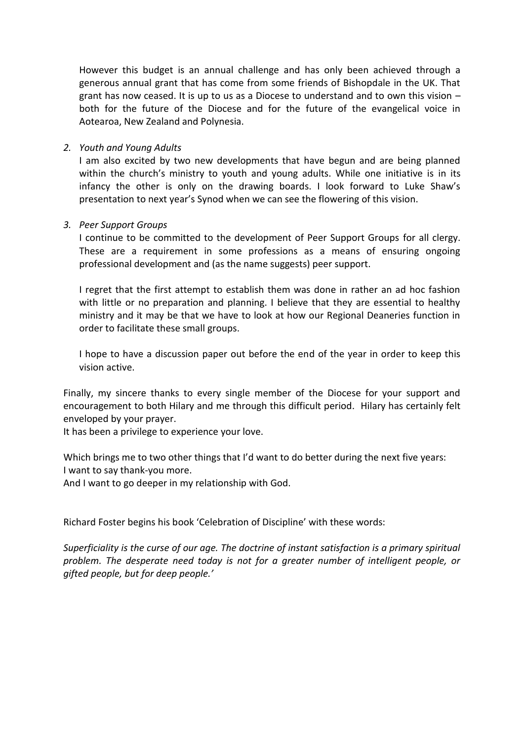However this budget is an annual challenge and has only been achieved through a generous annual grant that has come from some friends of Bishopdale in the UK. That grant has now ceased. It is up to us as a Diocese to understand and to own this vision – both for the future of the Diocese and for the future of the evangelical voice in Aotearoa, New Zealand and Polynesia.

2. *Youth and Young Adults*

   I am also excited by two new developments that have begun and are being planned within the church's ministry to youth and young adults. While one initiative is in its infancy the other is only on the drawing boards. I look forward to Luke Shaw's presentation to next year's Synod when we can see the flowering of this vision.

3. *Peer Support Groups*

   I continue to be committed to the development of Peer Support Groups for all clergy. These are a requirement in some professions as a means of ensuring ongoing professional development and (as the name suggests) peer support.

   I regret that the first attempt to establish them was done in rather an ad hoc fashion with little or no preparation and planning. I believe that they are essential to healthy ministry and it may be that we have to look at how our Regional Deaneries function in order to facilitate these small groups.

   I hope to have a discussion paper out before the end of the year in order to keep this vision active.

Finally, my sincere thanks to every single member of the Diocese for your support and encouragement to both Hilary and me through this difficult period. Hilary has certainly felt enveloped by your prayer.
It has been a privilege to experience your love.

Which brings me to two other things that I'd want to do better during the next five years:
I want to say thank-you more.
And I want to go deeper in my relationship with God.

Richard Foster begins his book 'Celebration of Discipline' with these words:

*Superficiality is the curse of our age. The doctrine of instant satisfaction is a primary spiritual problem. The desperate need today is not for a greater number of intelligent people, or gifted people, but for deep people.'*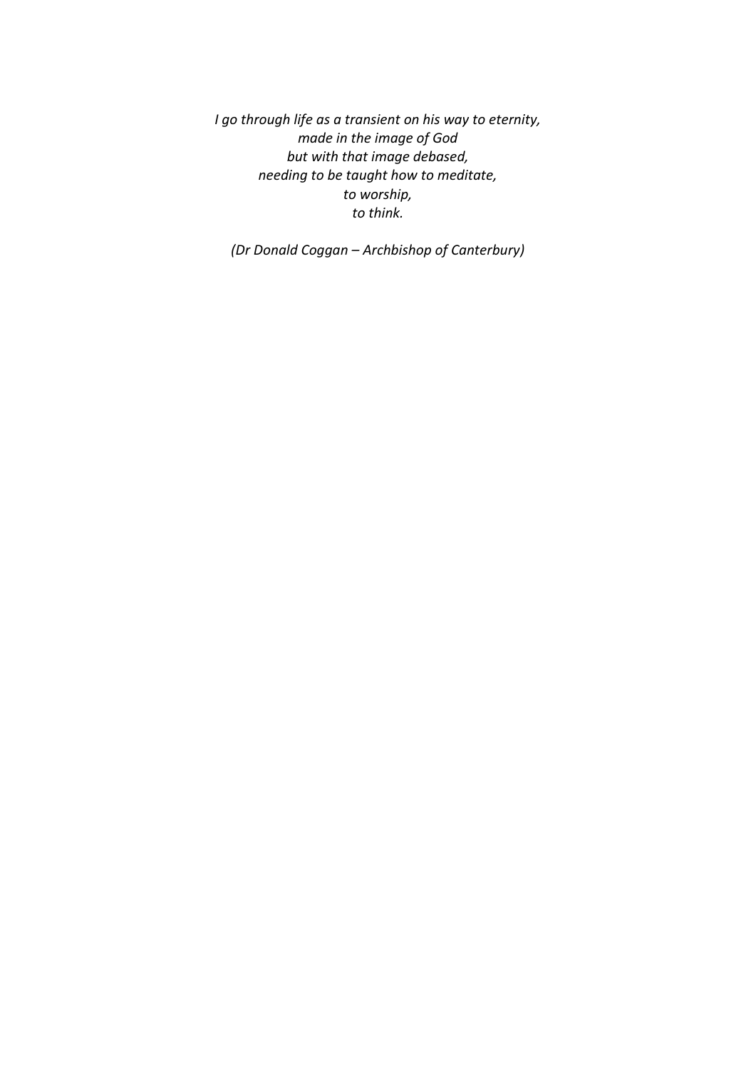*I go through life as a transient on his way to eternity,*
*made in the image of God*
*but with that image debased,*
*needing to be taught how to meditate,*
*to worship,*
*to think.*

*(Dr Donald Coggan – Archbishop of Canterbury)*